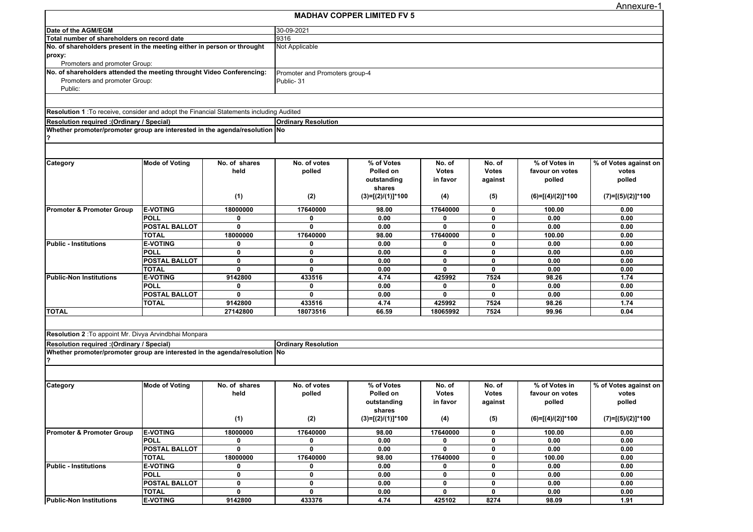Annexure-1

# MADHAV COPPER LIMITED FV 5

| | |
|---|---|
| **Date of the AGM/EGM** | 30-09-2021 |
| **Total number of shareholders on record date** | 9316 |
| **No. of shareholders present in the meeting either in person or throught proxy:**<br>Promoters and promoter Group: | Not Applicable |
| **No. of shareholders attended the meeting throught Video Conferencing:**<br>Promoters and promoter Group:<br>Public: | Promoter and Promoters group-4<br>Public- 31 |

**Resolution 1** :To receive, consider and adopt the Financial Statements including Audited

| | |
|---|---|
| **Resolution required :(Ordinary / Special)** | **Ordinary Resolution** |
| **Whether promoter/promoter group are interested in the agenda/resolution ?** | **No** |

| Category | Mode of Voting | No. of shares held (1) | No. of votes polled (2) | % of Votes Polled on outstanding shares (3)=[(2)/(1)]*100 | No. of Votes in favor (4) | No. of Votes against (5) | % of Votes in favour on votes polled (6)=[(4)/(2)]*100 | % of Votes against on votes polled (7)=[(5)/(2)]*100 |
|---|---|---|---|---|---|---|---|---|
| **Promoter & Promoter Group** | **E-VOTING** | 18000000 | 17640000 | 98.00 | 17640000 | 0 | 100.00 | 0.00 |
| | **POLL** | 0 | 0 | 0.00 | 0 | 0 | 0.00 | 0.00 |
| | **POSTAL BALLOT** | 0 | 0 | 0.00 | 0 | 0 | 0.00 | 0.00 |
| | **TOTAL** | 18000000 | 17640000 | 98.00 | 17640000 | 0 | 100.00 | 0.00 |
| **Public - Institutions** | **E-VOTING** | 0 | 0 | 0.00 | 0 | 0 | 0.00 | 0.00 |
| | **POLL** | 0 | 0 | 0.00 | 0 | 0 | 0.00 | 0.00 |
| | **POSTAL BALLOT** | 0 | 0 | 0.00 | 0 | 0 | 0.00 | 0.00 |
| | **TOTAL** | 0 | 0 | 0.00 | 0 | 0 | 0.00 | 0.00 |
| **Public-Non Institutions** | **E-VOTING** | 9142800 | 433516 | 4.74 | 425992 | 7524 | 98.26 | 1.74 |
| | **POLL** | 0 | 0 | 0.00 | 0 | 0 | 0.00 | 0.00 |
| | **POSTAL BALLOT** | 0 | 0 | 0.00 | 0 | 0 | 0.00 | 0.00 |
| | **TOTAL** | 9142800 | 433516 | 4.74 | 425992 | 7524 | 98.26 | 1.74 |
| **TOTAL** | | 27142800 | 18073516 | 66.59 | 18065992 | 7524 | 99.96 | 0.04 |

**Resolution 2** :To appoint Mr. Divya Arvindbhai Monpara

| | |
|---|---|
| **Resolution required :(Ordinary / Special)** | **Ordinary Resolution** |
| **Whether promoter/promoter group are interested in the agenda/resolution ?** | **No** |

| Category | Mode of Voting | No. of shares held (1) | No. of votes polled (2) | % of Votes Polled on outstanding shares (3)=[(2)/(1)]*100 | No. of Votes in favor (4) | No. of Votes against (5) | % of Votes in favour on votes polled (6)=[(4)/(2)]*100 | % of Votes against on votes polled (7)=[(5)/(2)]*100 |
|---|---|---|---|---|---|---|---|---|
| **Promoter & Promoter Group** | **E-VOTING** | 18000000 | 17640000 | 98.00 | 17640000 | 0 | 100.00 | 0.00 |
| | **POLL** | 0 | 0 | 0.00 | 0 | 0 | 0.00 | 0.00 |
| | **POSTAL BALLOT** | 0 | 0 | 0.00 | 0 | 0 | 0.00 | 0.00 |
| | **TOTAL** | 18000000 | 17640000 | 98.00 | 17640000 | 0 | 100.00 | 0.00 |
| **Public - Institutions** | **E-VOTING** | 0 | 0 | 0.00 | 0 | 0 | 0.00 | 0.00 |
| | **POLL** | 0 | 0 | 0.00 | 0 | 0 | 0.00 | 0.00 |
| | **POSTAL BALLOT** | 0 | 0 | 0.00 | 0 | 0 | 0.00 | 0.00 |
| | **TOTAL** | 0 | 0 | 0.00 | 0 | 0 | 0.00 | 0.00 |
| **Public-Non Institutions** | **E-VOTING** | 9142800 | 433376 | 4.74 | 425102 | 8274 | 98.09 | 1.91 |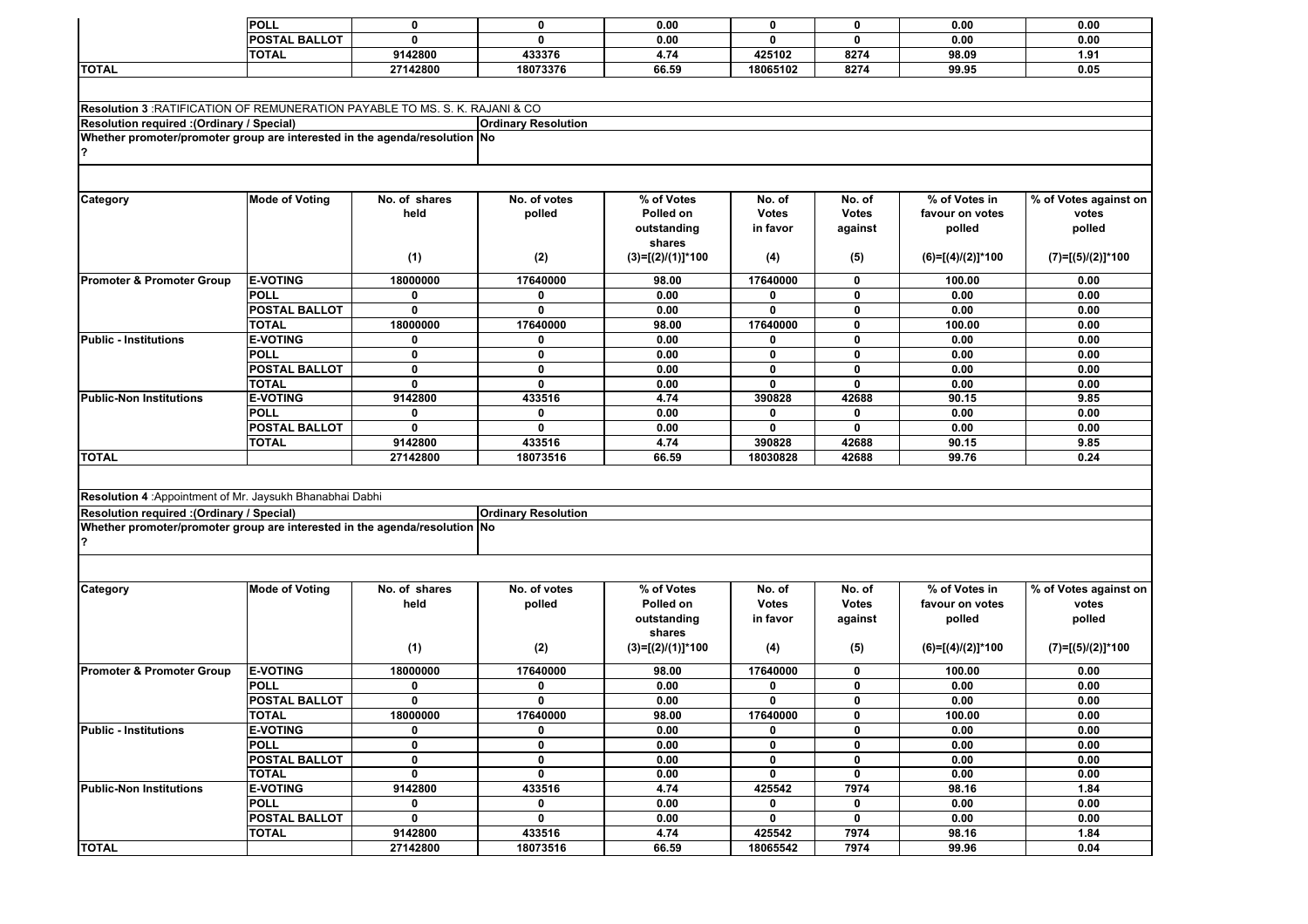| Category | Mode of Voting | No. of shares held | No. of votes polled | % of Votes Polled on outstanding shares | No. of Votes in favor | No. of Votes against | % of Votes in favour on votes polled | % of Votes against on votes polled |
|---|---|---|---|---|---|---|---|---|
| | POLL | 0 | 0 | 0.00 | 0 | 0 | 0.00 | 0.00 |
| | POSTAL BALLOT | 0 | 0 | 0.00 | 0 | 0 | 0.00 | 0.00 |
| | TOTAL | 9142800 | 433376 | 4.74 | 425102 | 8274 | 98.09 | 1.91 |
| TOTAL | | 27142800 | 18073376 | 66.59 | 18065102 | 8274 | 99.95 | 0.05 |

**Resolution 3** :RATIFICATION OF REMUNERATION PAYABLE TO MS. S. K. RAJANI & CO

**Resolution required :(Ordinary / Special)** | **Ordinary Resolution**

**Whether promoter/promoter group are interested in the agenda/resolution ?** | **No**

| Category | Mode of Voting | No. of shares held<br>(1) | No. of votes polled<br>(2) | % of Votes Polled on outstanding shares<br>(3)=[(2)/(1)]*100 | No. of Votes in favor<br>(4) | No. of Votes against<br>(5) | % of Votes in favour on votes polled<br>(6)=[(4)/(2)]*100 | % of Votes against on votes polled<br>(7)=[(5)/(2)]*100 |
|---|---|---|---|---|---|---|---|---|
| Promoter & Promoter Group | E-VOTING | 18000000 | 17640000 | 98.00 | 17640000 | 0 | 100.00 | 0.00 |
| | POLL | 0 | 0 | 0.00 | 0 | 0 | 0.00 | 0.00 |
| | POSTAL BALLOT | 0 | 0 | 0.00 | 0 | 0 | 0.00 | 0.00 |
| | TOTAL | 18000000 | 17640000 | 98.00 | 17640000 | 0 | 100.00 | 0.00 |
| Public - Institutions | E-VOTING | 0 | 0 | 0.00 | 0 | 0 | 0.00 | 0.00 |
| | POLL | 0 | 0 | 0.00 | 0 | 0 | 0.00 | 0.00 |
| | POSTAL BALLOT | 0 | 0 | 0.00 | 0 | 0 | 0.00 | 0.00 |
| | TOTAL | 0 | 0 | 0.00 | 0 | 0 | 0.00 | 0.00 |
| Public-Non Institutions | E-VOTING | 9142800 | 433516 | 4.74 | 390828 | 42688 | 90.15 | 9.85 |
| | POLL | 0 | 0 | 0.00 | 0 | 0 | 0.00 | 0.00 |
| | POSTAL BALLOT | 0 | 0 | 0.00 | 0 | 0 | 0.00 | 0.00 |
| | TOTAL | 9142800 | 433516 | 4.74 | 390828 | 42688 | 90.15 | 9.85 |
| TOTAL | | 27142800 | 18073516 | 66.59 | 18030828 | 42688 | 99.76 | 0.24 |

**Resolution 4** :Appointment of Mr. Jaysukh Bhanabhai Dabhi

**Resolution required :(Ordinary / Special)** | **Ordinary Resolution**

**Whether promoter/promoter group are interested in the agenda/resolution ?** | **No**

| Category | Mode of Voting | No. of shares held<br>(1) | No. of votes polled<br>(2) | % of Votes Polled on outstanding shares<br>(3)=[(2)/(1)]*100 | No. of Votes in favor<br>(4) | No. of Votes against<br>(5) | % of Votes in favour on votes polled<br>(6)=[(4)/(2)]*100 | % of Votes against on votes polled<br>(7)=[(5)/(2)]*100 |
|---|---|---|---|---|---|---|---|---|
| Promoter & Promoter Group | E-VOTING | 18000000 | 17640000 | 98.00 | 17640000 | 0 | 100.00 | 0.00 |
| | POLL | 0 | 0 | 0.00 | 0 | 0 | 0.00 | 0.00 |
| | POSTAL BALLOT | 0 | 0 | 0.00 | 0 | 0 | 0.00 | 0.00 |
| | TOTAL | 18000000 | 17640000 | 98.00 | 17640000 | 0 | 100.00 | 0.00 |
| Public - Institutions | E-VOTING | 0 | 0 | 0.00 | 0 | 0 | 0.00 | 0.00 |
| | POLL | 0 | 0 | 0.00 | 0 | 0 | 0.00 | 0.00 |
| | POSTAL BALLOT | 0 | 0 | 0.00 | 0 | 0 | 0.00 | 0.00 |
| | TOTAL | 0 | 0 | 0.00 | 0 | 0 | 0.00 | 0.00 |
| Public-Non Institutions | E-VOTING | 9142800 | 433516 | 4.74 | 425542 | 7974 | 98.16 | 1.84 |
| | POLL | 0 | 0 | 0.00 | 0 | 0 | 0.00 | 0.00 |
| | POSTAL BALLOT | 0 | 0 | 0.00 | 0 | 0 | 0.00 | 0.00 |
| | TOTAL | 9142800 | 433516 | 4.74 | 425542 | 7974 | 98.16 | 1.84 |
| TOTAL | | 27142800 | 18073516 | 66.59 | 18065542 | 7974 | 99.96 | 0.04 |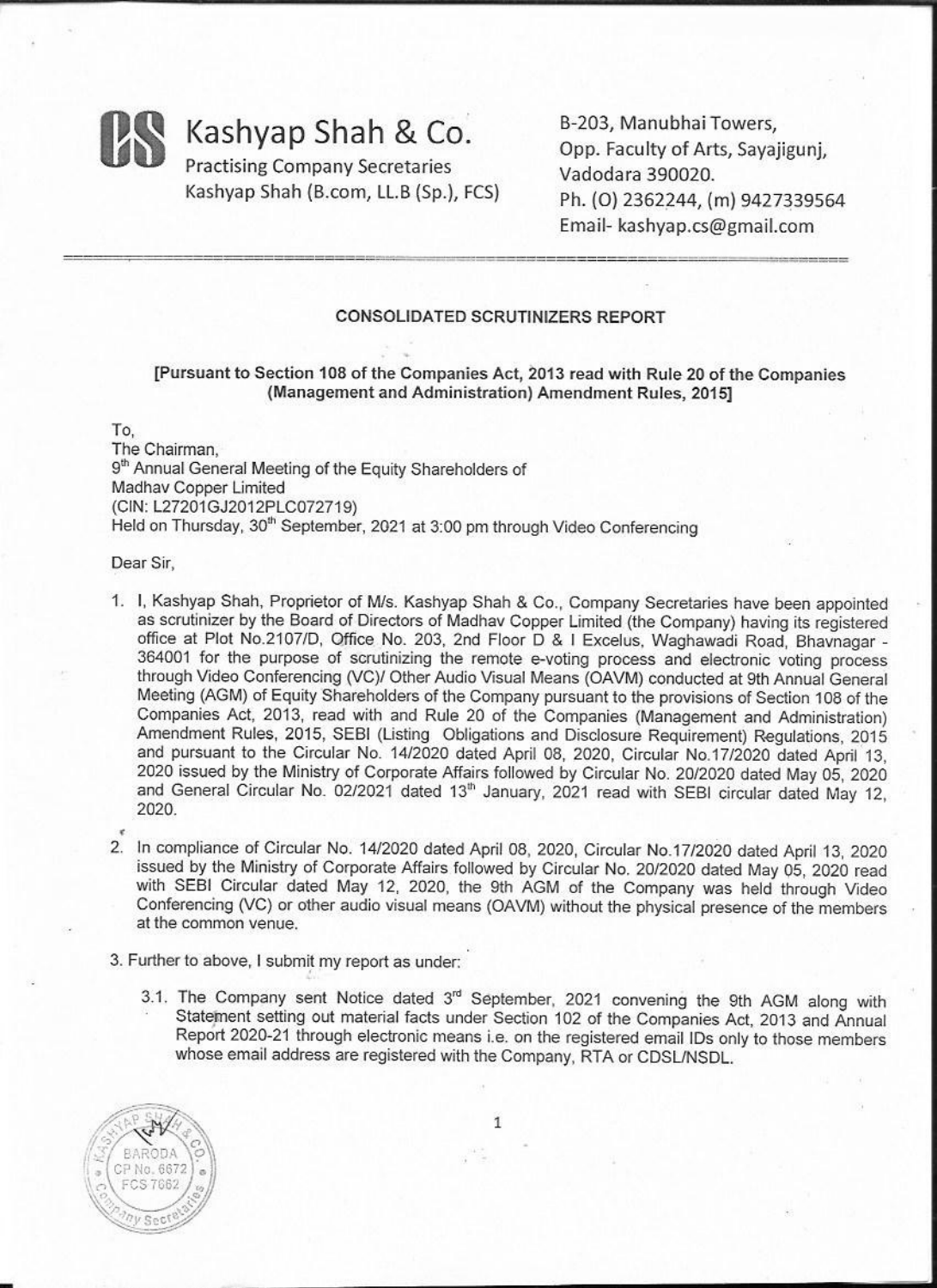Kashyap Shah & Co.
Practising Company Secretaries
Kashyap Shah (B.com, LL.B (Sp.), FCS)

B-203, Manubhai Towers,
Opp. Faculty of Arts, Sayajigunj,
Vadodara 390020.
Ph. (O) 2362244, (m) 9427339564
Email- kashyap.cs@gmail.com

## CONSOLIDATED SCRUTINIZERS REPORT

**[Pursuant to Section 108 of the Companies Act, 2013 read with Rule 20 of the Companies (Management and Administration) Amendment Rules, 2015]**

To,
The Chairman,
9th Annual General Meeting of the Equity Shareholders of
Madhav Copper Limited
(CIN: L27201GJ2012PLC072719)
Held on Thursday, 30th September, 2021 at 3:00 pm through Video Conferencing

Dear Sir,

1. I, Kashyap Shah, Proprietor of M/s. Kashyap Shah & Co., Company Secretaries have been appointed as scrutinizer by the Board of Directors of Madhav Copper Limited (the Company) having its registered office at Plot No.2107/D, Office No. 203, 2nd Floor D & I Excelus, Waghawadi Road, Bhavnagar - 364001 for the purpose of scrutinizing the remote e-voting process and electronic voting process through Video Conferencing (VC)/ Other Audio Visual Means (OAVM) conducted at 9th Annual General Meeting (AGM) of Equity Shareholders of the Company pursuant to the provisions of Section 108 of the Companies Act, 2013, read with and Rule 20 of the Companies (Management and Administration) Amendment Rules, 2015, SEBI (Listing Obligations and Disclosure Requirement) Regulations, 2015 and pursuant to the Circular No. 14/2020 dated April 08, 2020, Circular No.17/2020 dated April 13, 2020 issued by the Ministry of Corporate Affairs followed by Circular No. 20/2020 dated May 05, 2020 and General Circular No. 02/2021 dated 13th January, 2021 read with SEBI circular dated May 12, 2020.

2. In compliance of Circular No. 14/2020 dated April 08, 2020, Circular No.17/2020 dated April 13, 2020 issued by the Ministry of Corporate Affairs followed by Circular No. 20/2020 dated May 05, 2020 read with SEBI Circular dated May 12, 2020, the 9th AGM of the Company was held through Video Conferencing (VC) or other audio visual means (OAVM) without the physical presence of the members at the common venue.

3. Further to above, I submit my report as under:

   3.1. The Company sent Notice dated 3rd September, 2021 convening the 9th AGM along with Statement setting out material facts under Section 102 of the Companies Act, 2013 and Annual Report 2020-21 through electronic means i.e. on the registered email IDs only to those members whose email address are registered with the Company, RTA or CDSL/NSDL.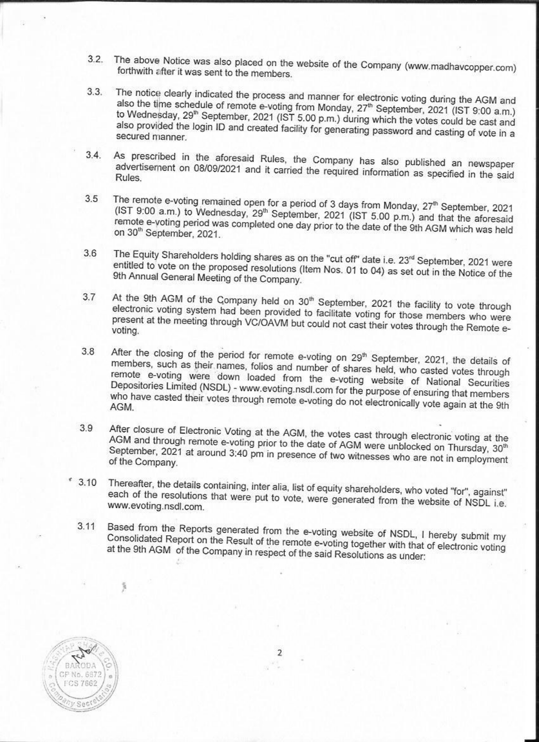3.2. The above Notice was also placed on the website of the Company (www.madhavcopper.com) forthwith after it was sent to the members.

3.3. The notice clearly indicated the process and manner for electronic voting during the AGM and also the time schedule of remote e-voting from Monday, 27th September, 2021 (IST 9:00 a.m.) to Wednesday, 29th September, 2021 (IST 5.00 p.m.) during which the votes could be cast and also provided the login ID and created facility for generating password and casting of vote in a secured manner.

3.4. As prescribed in the aforesaid Rules, the Company has also published an newspaper advertisement on 08/09/2021 and it carried the required information as specified in the said Rules.

3.5 The remote e-voting remained open for a period of 3 days from Monday, 27th September, 2021 (IST 9:00 a.m.) to Wednesday, 29th September, 2021 (IST 5.00 p.m.) and that the aforesaid remote e-voting period was completed one day prior to the date of the 9th AGM which was held on 30th September, 2021.

3.6 The Equity Shareholders holding shares as on the "cut off" date i.e. 23rd September, 2021 were entitled to vote on the proposed resolutions (Item Nos. 01 to 04) as set out in the Notice of the 9th Annual General Meeting of the Company.

3.7 At the 9th AGM of the Company held on 30th September, 2021 the facility to vote through electronic voting system had been provided to facilitate voting for those members who were present at the meeting through VC/OAVM but could not cast their votes through the Remote e-voting.

3.8 After the closing of the period for remote e-voting on 29th September, 2021, the details of members, such as their names, folios and number of shares held, who casted votes through remote e-voting were down loaded from the e-voting website of National Securities Depositories Limited (NSDL) - www.evoting.nsdl.com for the purpose of ensuring that members who have casted their votes through remote e-voting do not electronically vote again at the 9th AGM.

3.9 After closure of Electronic Voting at the AGM, the votes cast through electronic voting at the AGM and through remote e-voting prior to the date of AGM were unblocked on Thursday, 30th September, 2021 at around 3:40 pm in presence of two witnesses who are not in employment of the Company.

3.10 Thereafter, the details containing, inter alia, list of equity shareholders, who voted "for", against" each of the resolutions that were put to vote, were generated from the website of NSDL i.e. www.evoting.nsdl.com.

3.11 Based from the Reports generated from the e-voting website of NSDL, I hereby submit my Consolidated Report on the Result of the remote e-voting together with that of electronic voting at the 9th AGM of the Company in respect of the said Resolutions as under: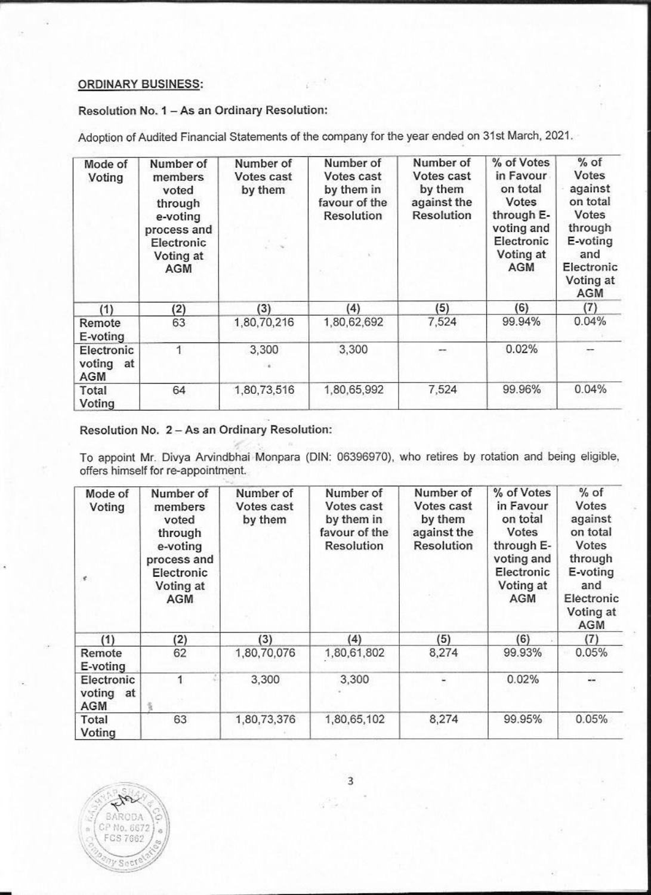**ORDINARY BUSINESS:**

**Resolution No. 1 – As an Ordinary Resolution:**

Adoption of Audited Financial Statements of the company for the year ended on 31st March, 2021.

| Mode of Voting | Number of members voted through e-voting process and Electronic Voting at AGM | Number of Votes cast by them | Number of Votes cast by them in favour of the Resolution | Number of Votes cast by them against the Resolution | % of Votes in Favour on total Votes through E-voting and Electronic Voting at AGM | % of Votes against on total Votes through E-voting and Electronic Voting at AGM |
|---|---|---|---|---|---|---|
| (1) | (2) | (3) | (4) | (5) | (6) | (7) |
| Remote E-voting | 63 | 1,80,70,216 | 1,80,62,692 | 7,524 | 99.94% | 0.04% |
| Electronic voting at AGM | 1 | 3,300 | 3,300 | -- | 0.02% | -- |
| Total Voting | 64 | 1,80,73,516 | 1,80,65,992 | 7,524 | 99.96% | 0.04% |

**Resolution No. 2 – As an Ordinary Resolution:**

To appoint Mr. Divya Arvindbhai Monpara (DIN: 06396970), who retires by rotation and being eligible, offers himself for re-appointment.

| Mode of Voting | Number of members voted through e-voting process and Electronic Voting at AGM | Number of Votes cast by them | Number of Votes cast by them in favour of the Resolution | Number of Votes cast by them against the Resolution | % of Votes in Favour on total Votes through E-voting and Electronic Voting at AGM | % of Votes against on total Votes through E-voting and Electronic Voting at AGM |
|---|---|---|---|---|---|---|
| (1) | (2) | (3) | (4) | (5) | (6) | (7) |
| Remote E-voting | 62 | 1,80,70,076 | 1,80,61,802 | 8,274 | 99.93% | 0.05% |
| Electronic voting at AGM | 1 | 3,300 | 3,300 | - | 0.02% | -- |
| Total Voting | 63 | 1,80,73,376 | 1,80,65,102 | 8,274 | 99.95% | 0.05% |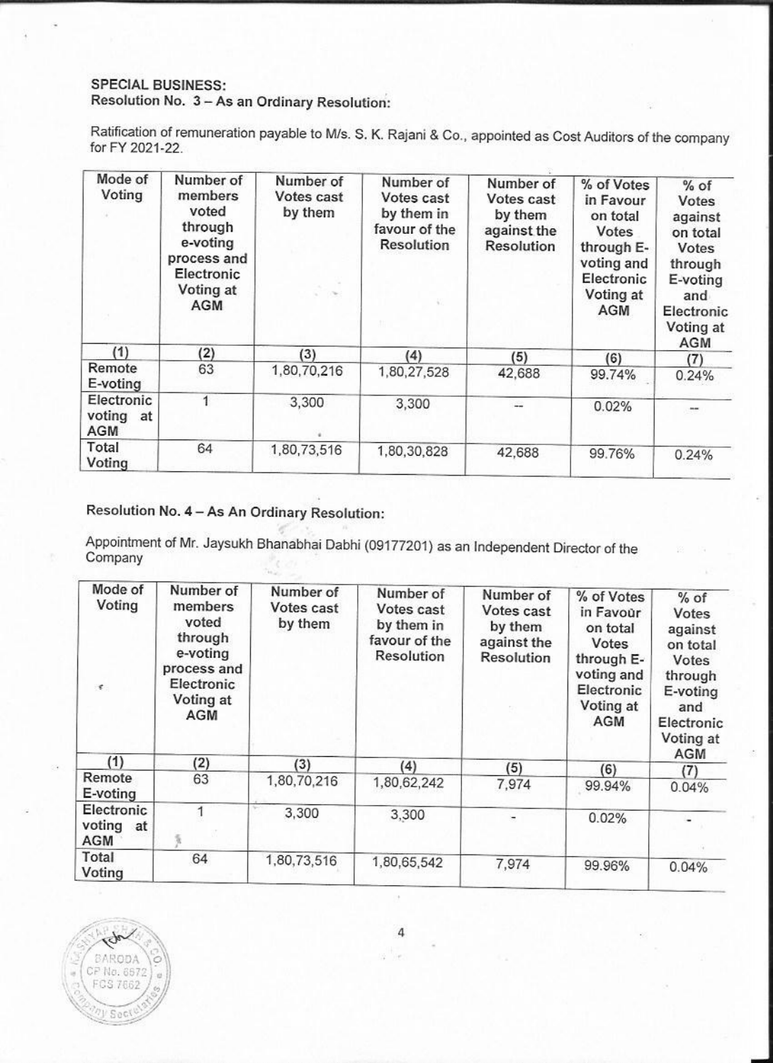**SPECIAL BUSINESS:**
**Resolution No. 3 – As an Ordinary Resolution:**

Ratification of remuneration payable to M/s. S. K. Rajani & Co., appointed as Cost Auditors of the company for FY 2021-22.

| Mode of Voting | Number of members voted through e-voting process and Electronic Voting at AGM | Number of Votes cast by them | Number of Votes cast by them in favour of the Resolution | Number of Votes cast by them against the Resolution | % of Votes in Favour on total Votes through E-voting and Electronic Voting at AGM | % of Votes against on total Votes through E-voting and Electronic Voting at AGM |
|---|---|---|---|---|---|---|
| (1) | (2) | (3) | (4) | (5) | (6) | (7) |
| Remote E-voting | 63 | 1,80,70,216 | 1,80,27,528 | 42,688 | 99.74% | 0.24% |
| Electronic voting at AGM | 1 | 3,300 | 3,300 | -- | 0.02% | -- |
| Total Voting | 64 | 1,80,73,516 | 1,80,30,828 | 42,688 | 99.76% | 0.24% |

**Resolution No. 4 – As An Ordinary Resolution:**

Appointment of Mr. Jaysukh Bhanabhai Dabhi (09177201) as an Independent Director of the Company

| Mode of Voting | Number of members voted through e-voting process and Electronic Voting at AGM | Number of Votes cast by them | Number of Votes cast by them in favour of the Resolution | Number of Votes cast by them against the Resolution | % of Votes in Favour on total Votes through E-voting and Electronic Voting at AGM | % of Votes against on total Votes through E-voting and Electronic Voting at AGM |
|---|---|---|---|---|---|---|
| (1) | (2) | (3) | (4) | (5) | (6) | (7) |
| Remote E-voting | 63 | 1,80,70,216 | 1,80,62,242 | 7,974 | 99.94% | 0.04% |
| Electronic voting at AGM | 1 | 3,300 | 3,300 | - | 0.02% | - |
| Total Voting | 64 | 1,80,73,516 | 1,80,65,542 | 7,974 | 99.96% | 0.04% |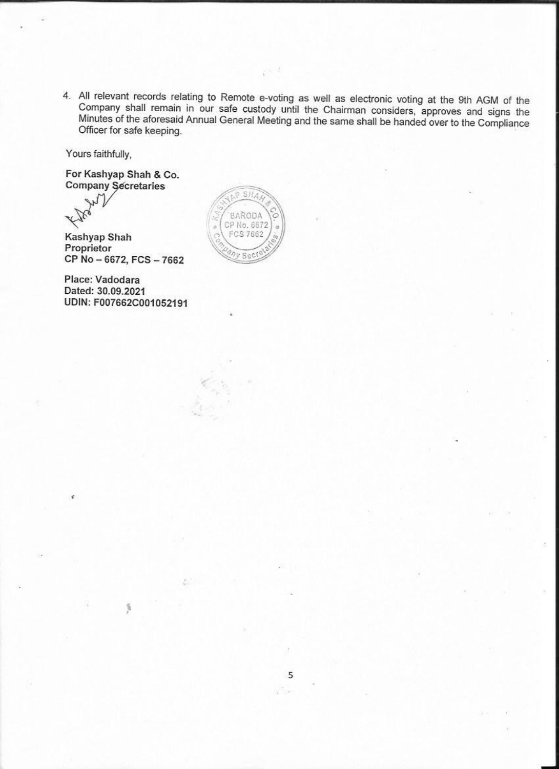4. All relevant records relating to Remote e-voting as well as electronic voting at the 9th AGM of the Company shall remain in our safe custody until the Chairman considers, approves and signs the Minutes of the aforesaid Annual General Meeting and the same shall be handed over to the Compliance Officer for safe keeping.

Yours faithfully,

**For Kashyap Shah & Co.**
**Company Secretaries**

**Kashyap Shah**
**Proprietor**
**CP No – 6672, FCS – 7662**

**Place: Vadodara**
**Dated: 30.09.2021**
**UDIN: F007662C001052191**